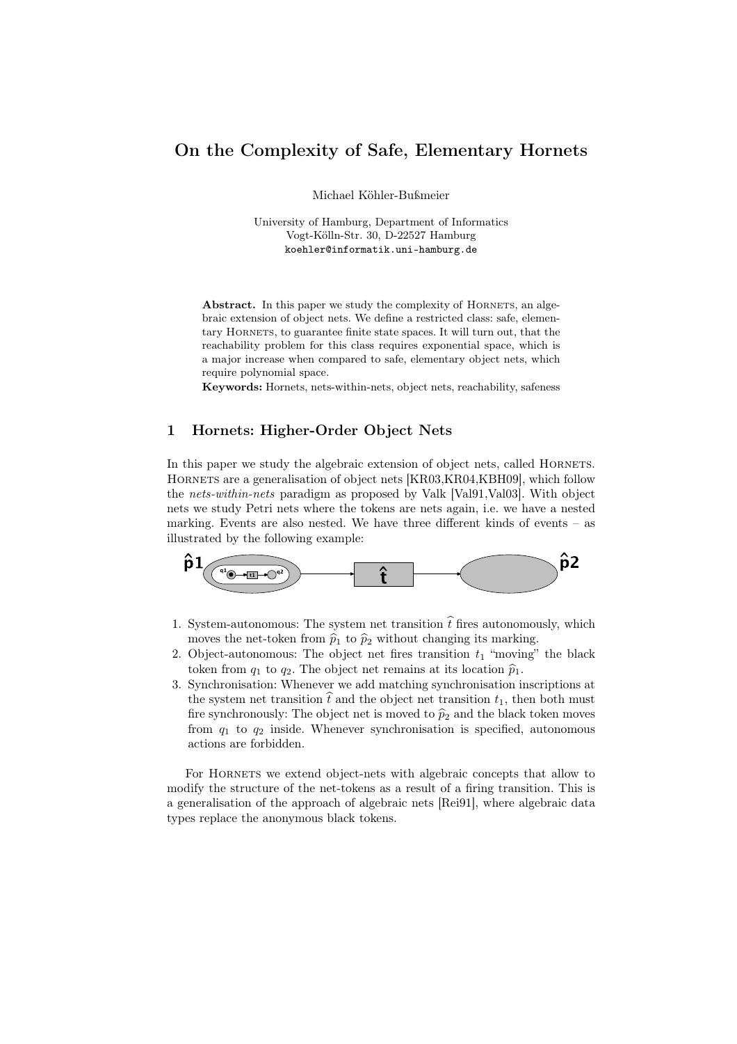# On the Complexity of Safe, Elementary Hornets

Michael Köhler-Bußmeier

University of Hamburg, Department of Informatics
Vogt-Kölln-Str. 30, D-22527 Hamburg
koehler@informatik.uni-hamburg.de

**Abstract.** In this paper we study the complexity of HORNETS, an algebraic extension of object nets. We define a restricted class: safe, elementary HORNETS, to guarantee finite state spaces. It will turn out, that the reachability problem for this class requires exponential space, which is a major increase when compared to safe, elementary object nets, which require polynomial space.

**Keywords:** Hornets, nets-within-nets, object nets, reachability, safeness

## 1 Hornets: Higher-Order Object Nets

In this paper we study the algebraic extension of object nets, called HORNETS. HORNETS are a generalisation of object nets [KR03,KR04,KBH09], which follow the *nets-within-nets* paradigm as proposed by Valk [Val91,Val03]. With object nets we study Petri nets where the tokens are nets again, i.e. we have a nested marking. Events are also nested. We have three different kinds of events – as illustrated by the following example:

1. System-autonomous: The system net transition $\widehat{t}$ fires autonomously, which moves the net-token from $\widehat{p}_1$ to $\widehat{p}_2$ without changing its marking.
2. Object-autonomous: The object net fires transition $t_1$ "moving" the black token from $q_1$ to $q_2$. The object net remains at its location $\widehat{p}_1$.
3. Synchronisation: Whenever we add matching synchronisation inscriptions at the system net transition $\widehat{t}$ and the object net transition $t_1$, then both must fire synchronously: The object net is moved to $\widehat{p}_2$ and the black token moves from $q_1$ to $q_2$ inside. Whenever synchronisation is specified, autonomous actions are forbidden.

For HORNETS we extend object-nets with algebraic concepts that allow to modify the structure of the net-tokens as a result of a firing transition. This is a generalisation of the approach of algebraic nets [Rei91], where algebraic data types replace the anonymous black tokens.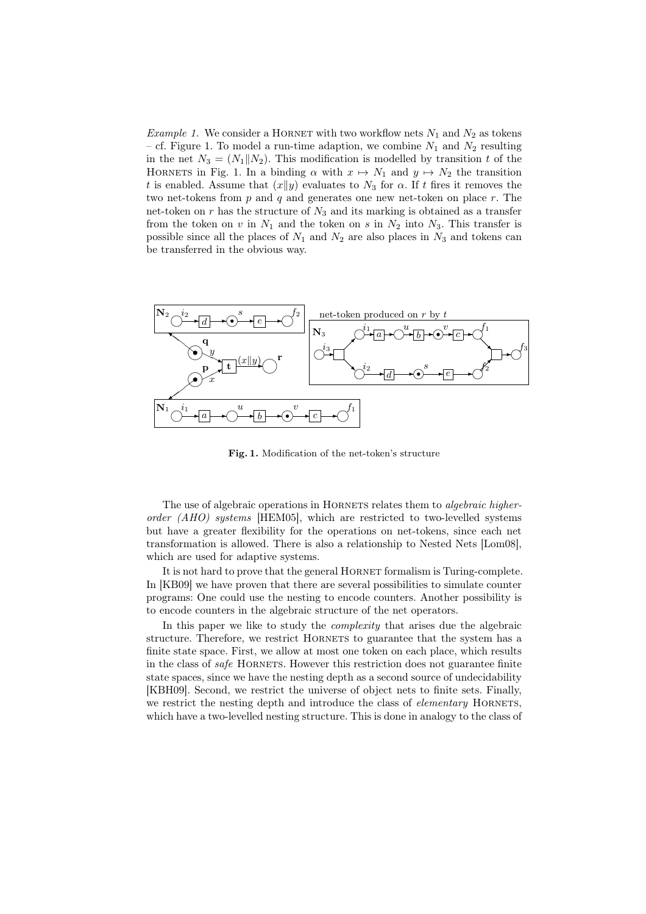*Example 1.* We consider a HORNET with two workflow nets $N_1$ and $N_2$ as tokens – cf. Figure 1. To model a run-time adaption, we combine $N_1$ and $N_2$ resulting in the net $N_3 = (N_1 \| N_2)$. This modification is modelled by transition $t$ of the HORNETS in Fig. 1. In a binding $\alpha$ with $x \mapsto N_1$ and $y \mapsto N_2$ the transition $t$ is enabled. Assume that $(x\|y)$ evaluates to $N_3$ for $\alpha$. If $t$ fires it removes the two net-tokens from $p$ and $q$ and generates one new net-token on place $r$. The net-token on $r$ has the structure of $N_3$ and its marking is obtained as a transfer from the token on $v$ in $N_1$ and the token on $s$ in $N_2$ into $N_3$. This transfer is possible since all the places of $N_1$ and $N_2$ are also places in $N_3$ and tokens can be transferred in the obvious way.

**Fig. 1.** Modification of the net-token's structure

The use of algebraic operations in HORNETS relates them to *algebraic higher-order (AHO) systems* [HEM05], which are restricted to two-levelled systems but have a greater flexibility for the operations on net-tokens, since each net transformation is allowed. There is also a relationship to Nested Nets [Lom08], which are used for adaptive systems.

It is not hard to prove that the general HORNET formalism is Turing-complete. In [KB09] we have proven that there are several possibilities to simulate counter programs: One could use the nesting to encode counters. Another possibility is to encode counters in the algebraic structure of the net operators.

In this paper we like to study the *complexity* that arises due the algebraic structure. Therefore, we restrict HORNETS to guarantee that the system has a finite state space. First, we allow at most one token on each place, which results in the class of *safe* HORNETS. However this restriction does not guarantee finite state spaces, since we have the nesting depth as a second source of undecidability [KBH09]. Second, we restrict the universe of object nets to finite sets. Finally, we restrict the nesting depth and introduce the class of *elementary* HORNETS, which have a two-levelled nesting structure. This is done in analogy to the class of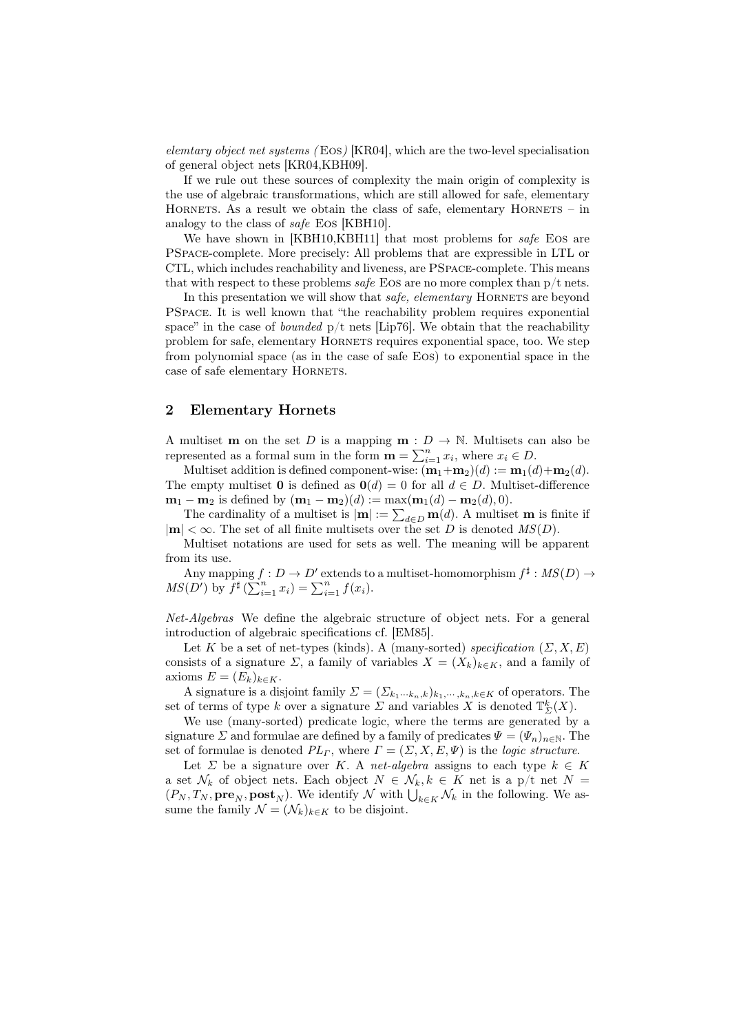*elemtary object net systems (*EOS*)* [KR04], which are the two-level specialisation of general object nets [KR04,KBH09].

If we rule out these sources of complexity the main origin of complexity is the use of algebraic transformations, which are still allowed for safe, elementary HORNETS. As a result we obtain the class of safe, elementary HORNETS – in analogy to the class of *safe* EOS [KBH10].

We have shown in [KBH10,KBH11] that most problems for *safe* EOS are PSPACE-complete. More precisely: All problems that are expressible in LTL or CTL, which includes reachability and liveness, are PSPACE-complete. This means that with respect to these problems *safe* EOS are no more complex than p/t nets.

In this presentation we will show that *safe, elementary* HORNETS are beyond PSPACE. It is well known that "the reachability problem requires exponential space" in the case of *bounded* p/t nets [Lip76]. We obtain that the reachability problem for safe, elementary HORNETS requires exponential space, too. We step from polynomial space (as in the case of safe EOS) to exponential space in the case of safe elementary HORNETS.

## 2 Elementary Hornets

A multiset $\mathbf{m}$ on the set $D$ is a mapping $\mathbf{m} : D \to \mathbb{N}$. Multisets can also be represented as a formal sum in the form $\mathbf{m} = \sum_{i=1}^{n} x_i$, where $x_i \in D$.

Multiset addition is defined component-wise: $(\mathbf{m}_1+\mathbf{m}_2)(d) := \mathbf{m}_1(d)+\mathbf{m}_2(d)$. The empty multiset $\mathbf{0}$ is defined as $\mathbf{0}(d) = 0$ for all $d \in D$. Multiset-difference $\mathbf{m}_1 - \mathbf{m}_2$ is defined by $(\mathbf{m}_1 - \mathbf{m}_2)(d) := \max(\mathbf{m}_1(d) - \mathbf{m}_2(d), 0)$.

The cardinality of a multiset is $|\mathbf{m}| := \sum_{d \in D} \mathbf{m}(d)$. A multiset $\mathbf{m}$ is finite if $|\mathbf{m}| < \infty$. The set of all finite multisets over the set $D$ is denoted $MS(D)$.

Multiset notations are used for sets as well. The meaning will be apparent from its use.

Any mapping $f : D \to D'$ extends to a multiset-homomorphism $f^\sharp : MS(D) \to MS(D')$ by $f^\sharp\left(\sum_{i=1}^{n} x_i\right) = \sum_{i=1}^{n} f(x_i)$.

*Net-Algebras* We define the algebraic structure of object nets. For a general introduction of algebraic specifications cf. [EM85].

Let $K$ be a set of net-types (kinds). A (many-sorted) *specification* $(\Sigma, X, E)$ consists of a signature $\Sigma$, a family of variables $X = (X_k)_{k \in K}$, and a family of axioms $E = (E_k)_{k \in K}$.

A signature is a disjoint family $\Sigma = (\Sigma_{k_1 \cdots k_n, k})_{k_1, \cdots, k_n, k \in K}$ of operators. The set of terms of type $k$ over a signature $\Sigma$ and variables $X$ is denoted $\mathbb{T}^k_\Sigma(X)$.

We use (many-sorted) predicate logic, where the terms are generated by a signature $\Sigma$ and formulae are defined by a family of predicates $\Psi = (\Psi_n)_{n \in \mathbb{N}}$. The set of formulae is denoted $PL_\Gamma$, where $\Gamma = (\Sigma, X, E, \Psi)$ is the *logic structure*.

Let $\Sigma$ be a signature over $K$. A *net-algebra* assigns to each type $k \in K$ a set $\mathcal{N}_k$ of object nets. Each object $N \in \mathcal{N}_k, k \in K$ net is a p/t net $N = (P_N, T_N, \mathbf{pre}_N, \mathbf{post}_N)$. We identify $\mathcal{N}$ with $\bigcup_{k \in K} \mathcal{N}_k$ in the following. We assume the family $\mathcal{N} = (\mathcal{N}_k)_{k \in K}$ to be disjoint.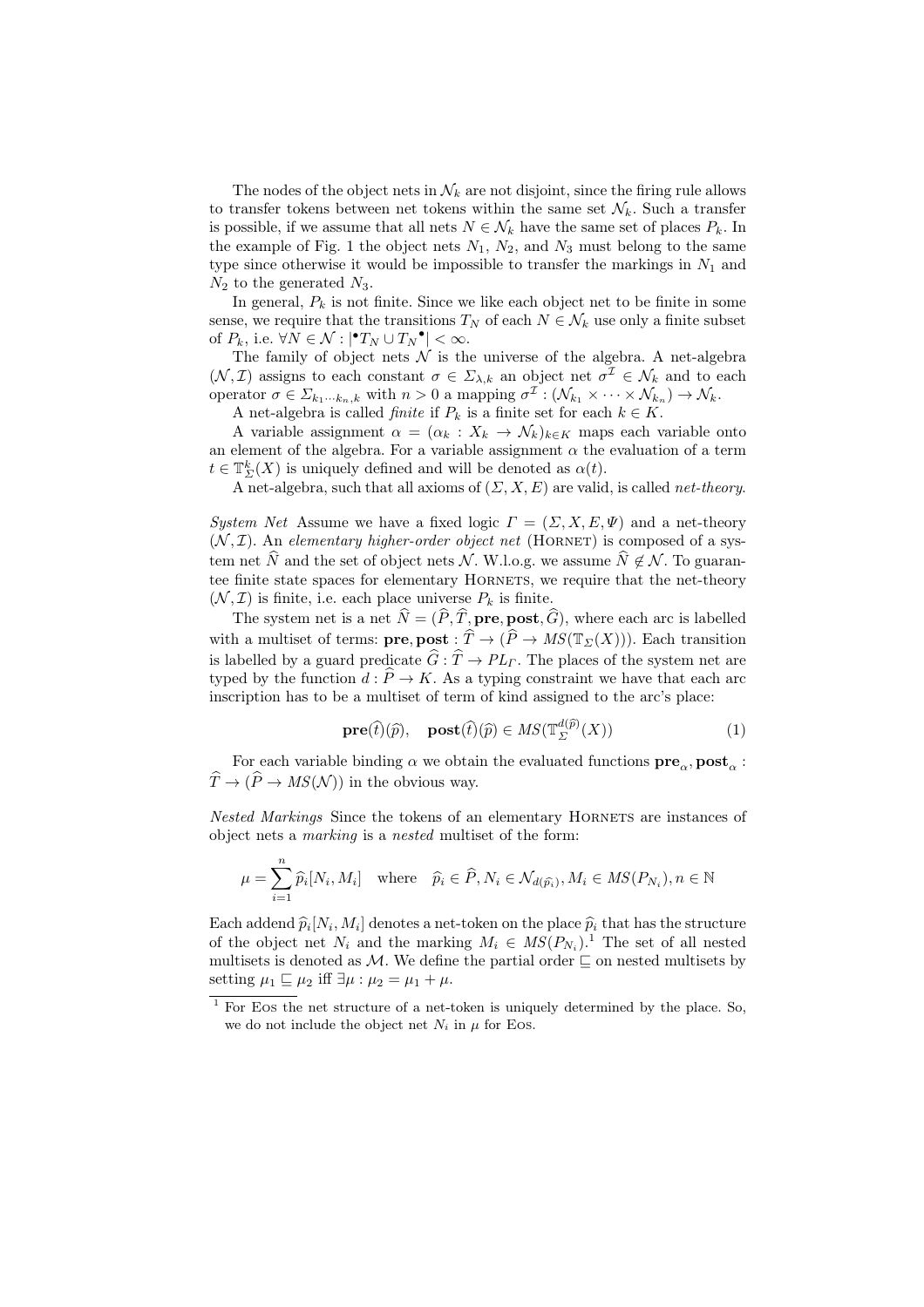The nodes of the object nets in $\mathcal{N}_k$ are not disjoint, since the firing rule allows to transfer tokens between net tokens within the same set $\mathcal{N}_k$. Such a transfer is possible, if we assume that all nets $N \in \mathcal{N}_k$ have the same set of places $P_k$. In the example of Fig. 1 the object nets $N_1$, $N_2$, and $N_3$ must belong to the same type since otherwise it would be impossible to transfer the markings in $N_1$ and $N_2$ to the generated $N_3$.

In general, $P_k$ is not finite. Since we like each object net to be finite in some sense, we require that the transitions $T_N$ of each $N \in \mathcal{N}_k$ use only a finite subset of $P_k$, i.e. $\forall N \in \mathcal{N} : |{}^\bullet T_N \cup T_N{}^\bullet| < \infty$.

The family of object nets $\mathcal{N}$ is the universe of the algebra. A net-algebra $(\mathcal{N}, \mathcal{I})$ assigns to each constant $\sigma \in \Sigma_{\lambda,k}$ an object net $\sigma^{\mathcal{I}} \in \mathcal{N}_k$ and to each operator $\sigma \in \Sigma_{k_1 \cdots k_n, k}$ with $n > 0$ a mapping $\sigma^{\mathcal{I}} : (\mathcal{N}_{k_1} \times \cdots \times \mathcal{N}_{k_n}) \to \mathcal{N}_k$.

A net-algebra is called *finite* if $P_k$ is a finite set for each $k \in K$.

A variable assignment $\alpha = (\alpha_k : X_k \to \mathcal{N}_k)_{k \in K}$ maps each variable onto an element of the algebra. For a variable assignment $\alpha$ the evaluation of a term $t \in \mathbb{T}^k_\Sigma(X)$ is uniquely defined and will be denoted as $\alpha(t)$.

A net-algebra, such that all axioms of $(\Sigma, X, E)$ are valid, is called *net-theory*.

*System Net* Assume we have a fixed logic $\Gamma = (\Sigma, X, E, \Psi)$ and a net-theory $(\mathcal{N}, \mathcal{I})$. An *elementary higher-order object net* (HORNET) is composed of a system net $\widehat{N}$ and the set of object nets $\mathcal{N}$. W.l.o.g. we assume $\widehat{N} \notin \mathcal{N}$. To guarantee finite state spaces for elementary HORNETS, we require that the net-theory $(\mathcal{N}, \mathcal{I})$ is finite, i.e. each place universe $P_k$ is finite.

The system net is a net $\widehat{N} = (\widehat{P}, \widehat{T}, \mathbf{pre}, \mathbf{post}, \widehat{G})$, where each arc is labelled with a multiset of terms: $\mathbf{pre}, \mathbf{post} : \widehat{T} \to (\widehat{P} \to MS(\mathbb{T}_\Sigma(X)))$. Each transition is labelled by a guard predicate $\widehat{G} : \widehat{T} \to PL_\Gamma$. The places of the system net are typed by the function $d : \widehat{P} \to K$. As a typing constraint we have that each arc inscription has to be a multiset of term of kind assigned to the arc's place:

$$\mathbf{pre}(\widehat{t})(\widehat{p}), \quad \mathbf{post}(\widehat{t})(\widehat{p}) \in MS(\mathbb{T}^{d(\widehat{p})}_\Sigma(X)) \tag{1}$$

For each variable binding $\alpha$ we obtain the evaluated functions $\mathbf{pre}_\alpha, \mathbf{post}_\alpha : \widehat{T} \to (\widehat{P} \to MS(\mathcal{N}))$ in the obvious way.

*Nested Markings* Since the tokens of an elementary HORNETS are instances of object nets a *marking* is a *nested* multiset of the form:

$$\mu = \sum_{i=1}^{n} \widehat{p}_i[N_i, M_i] \quad \text{where} \quad \widehat{p}_i \in \widehat{P}, N_i \in \mathcal{N}_{d(\widehat{p}_i)}, M_i \in MS(P_{N_i}), n \in \mathbb{N}$$

Each addend $\widehat{p}_i[N_i, M_i]$ denotes a net-token on the place $\widehat{p}_i$ that has the structure of the object net $N_i$ and the marking $M_i \in MS(P_{N_i})$.[1] The set of all nested multisets is denoted as $\mathcal{M}$. We define the partial order $\sqsubseteq$ on nested multisets by setting $\mu_1 \sqsubseteq \mu_2$ iff $\exists \mu : \mu_2 = \mu_1 + \mu$.

[1] For EOS the net structure of a net-token is uniquely determined by the place. So, we do not include the object net $N_i$ in $\mu$ for EOS.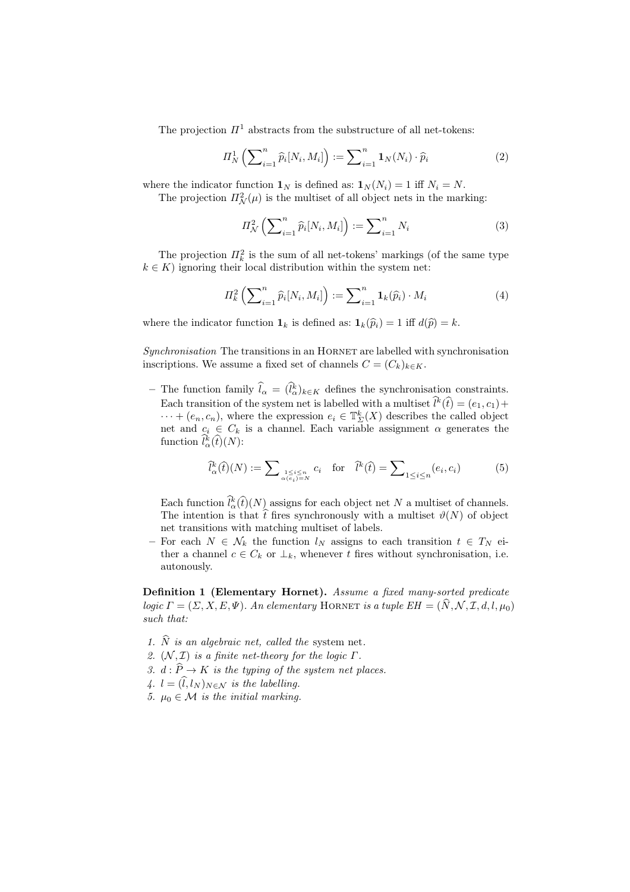The projection $\Pi^1$ abstracts from the substructure of all net-tokens:

$$\Pi^1_N \left( \sum\nolimits_{i=1}^{n} \widehat{p}_i[N_i, M_i] \right) := \sum\nolimits_{i=1}^{n} \mathbf{1}_N(N_i) \cdot \widehat{p}_i \tag{2}$$

where the indicator function $\mathbf{1}_N$ is defined as: $\mathbf{1}_N(N_i) = 1$ iff $N_i = N$.

The projection $\Pi^2_{\mathcal{N}}(\mu)$ is the multiset of all object nets in the marking:

$$\Pi^2_{\mathcal{N}} \left( \sum\nolimits_{i=1}^{n} \widehat{p}_i[N_i, M_i] \right) := \sum\nolimits_{i=1}^{n} N_i \tag{3}$$

The projection $\Pi^2_k$ is the sum of all net-tokens' markings (of the same type $k \in K$) ignoring their local distribution within the system net:

$$\Pi^2_k \left( \sum\nolimits_{i=1}^{n} \widehat{p}_i[N_i, M_i] \right) := \sum\nolimits_{i=1}^{n} \mathbf{1}_k(\widehat{p}_i) \cdot M_i \tag{4}$$

where the indicator function $\mathbf{1}_k$ is defined as: $\mathbf{1}_k(\widehat{p}_i) = 1$ iff $d(\widehat{p}) = k$.

*Synchronisation* The transitions in an HORNET are labelled with synchronisation inscriptions. We assume a fixed set of channels $C = (C_k)_{k \in K}$.

- The function family $\widehat{l}_\alpha = (\widehat{l}^k_\alpha)_{k \in K}$ defines the synchronisation constraints. Each transition of the system net is labelled with a multiset $\widehat{l}^k(\widehat{t}) = (e_1, c_1) + \cdots + (e_n, c_n)$, where the expression $e_i \in \mathbb{T}^k_\Sigma(X)$ describes the called object net and $c_i \in C_k$ is a channel. Each variable assignment $\alpha$ generates the function $\widehat{l}^k_\alpha(\widehat{t})(N)$:

$$\widehat{l}^k_\alpha(\widehat{t})(N) := \sum\nolimits_{\substack{1 \leq i \leq n \\ \alpha(e_i) = N}} c_i \quad \text{for} \quad \widehat{l}^k(\widehat{t}) = \sum\nolimits_{1 \leq i \leq n} (e_i, c_i) \tag{5}$$

  Each function $\widehat{l}^k_\alpha(\widehat{t})(N)$ assigns for each object net $N$ a multiset of channels. The intention is that $\widehat{t}$ fires synchronously with a multiset $\vartheta(N)$ of object net transitions with matching multiset of labels.
- For each $N \in \mathcal{N}_k$ the function $l_N$ assigns to each transition $t \in T_N$ either a channel $c \in C_k$ or $\bot_k$, whenever $t$ fires without synchronisation, i.e. autonously.

**Definition 1 (Elementary Hornet).** *Assume a fixed many-sorted predicate logic $\Gamma = (\Sigma, X, E, \Psi)$. An elementary* HORNET *is a tuple $EH = (\widehat{N}, \mathcal{N}, \mathcal{I}, d, l, \mu_0)$ such that:*

1. *$\widehat{N}$ is an algebraic net, called the* system net.
2. *$(\mathcal{N}, \mathcal{I})$ is a finite net-theory for the logic $\Gamma$.*
3. *$d : \widehat{P} \to K$ is the typing of the system net places.*
4. *$l = (\widehat{l}, l_N)_{N \in \mathcal{N}}$ is the labelling.*
5. *$\mu_0 \in \mathcal{M}$ is the initial marking.*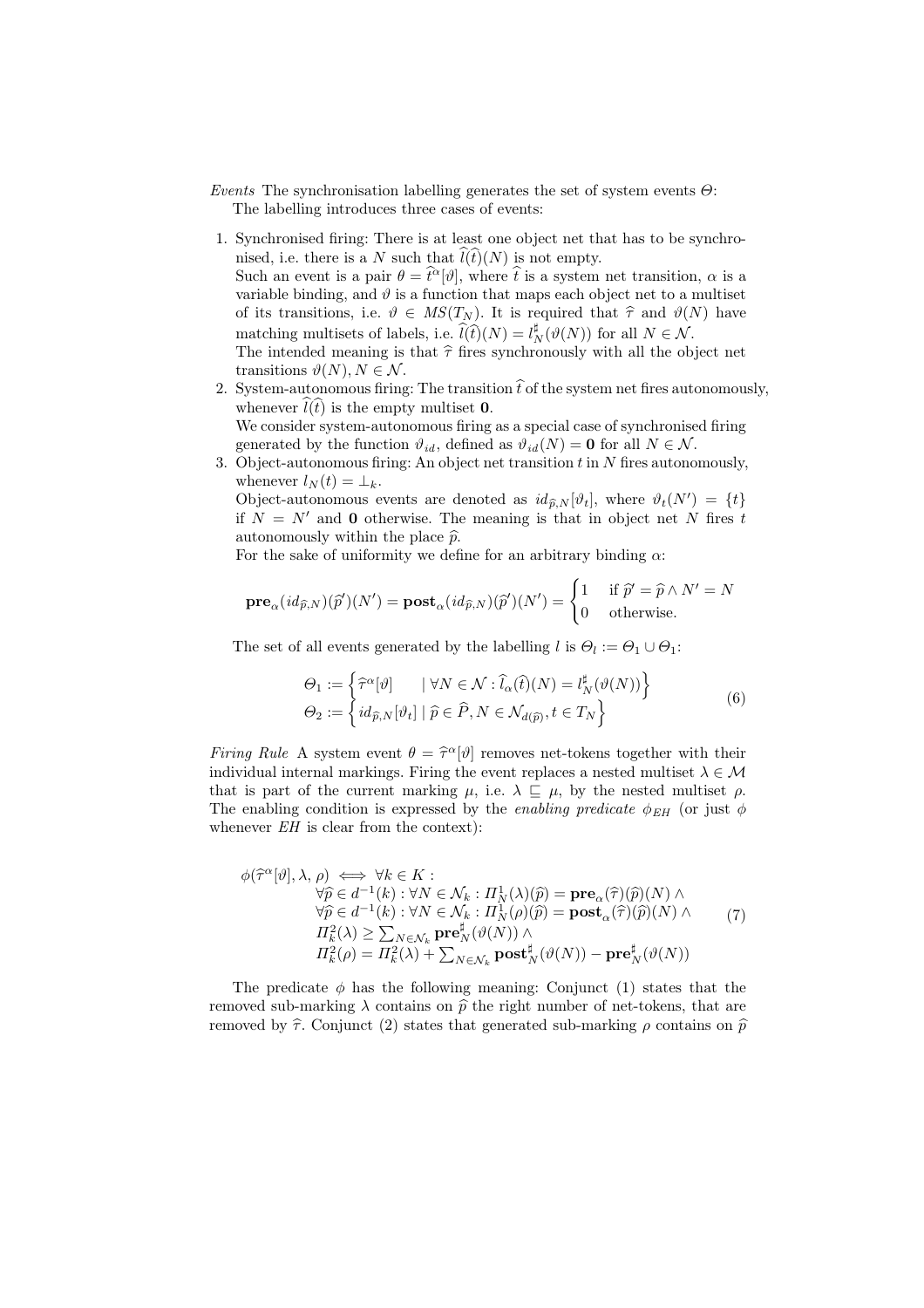*Events* The synchronisation labelling generates the set of system events $\Theta$:

The labelling introduces three cases of events:

1. Synchronised firing: There is at least one object net that has to be synchronised, i.e. there is a $N$ such that $\widehat{l}(\widehat{t})(N)$ is not empty.
   Such an event is a pair $\theta = \widehat{t}^{\alpha}[\vartheta]$, where $\widehat{t}$ is a system net transition, $\alpha$ is a variable binding, and $\vartheta$ is a function that maps each object net to a multiset of its transitions, i.e. $\vartheta \in MS(T_N)$. It is required that $\widehat{\tau}$ and $\vartheta(N)$ have matching multisets of labels, i.e. $\widehat{l}(\widehat{t})(N) = l_N^\sharp(\vartheta(N))$ for all $N \in \mathcal{N}$.
   The intended meaning is that $\widehat{\tau}$ fires synchronously with all the object net transitions $\vartheta(N), N \in \mathcal{N}$.
2. System-autonomous firing: The transition $\widehat{t}$ of the system net fires autonomously, whenever $\widehat{l}(\widehat{t})$ is the empty multiset $\mathbf{0}$.
   We consider system-autonomous firing as a special case of synchronised firing generated by the function $\vartheta_{id}$, defined as $\vartheta_{id}(N) = \mathbf{0}$ for all $N \in \mathcal{N}$.
3. Object-autonomous firing: An object net transition $t$ in $N$ fires autonomously, whenever $l_N(t) = \bot_k$.
   Object-autonomous events are denoted as $id_{\widehat{p},N}[\vartheta_t]$, where $\vartheta_t(N') = \{t\}$ if $N = N'$ and $\mathbf{0}$ otherwise. The meaning is that in object net $N$ fires $t$ autonomously within the place $\widehat{p}$.
   For the sake of uniformity we define for an arbitrary binding $\alpha$:

$$\mathbf{pre}_\alpha(id_{\widehat{p},N})(\widehat{p}')(N') = \mathbf{post}_\alpha(id_{\widehat{p},N})(\widehat{p}')(N') = \begin{cases} 1 & \text{if } \widehat{p}' = \widehat{p} \wedge N' = N \\ 0 & \text{otherwise.} \end{cases}$$

The set of all events generated by the labelling $l$ is $\Theta_l := \Theta_1 \cup \Theta_1$:

$$\begin{aligned} \Theta_1 &:= \left\{ \widehat{\tau}^{\alpha}[\vartheta] \quad \mid \forall N \in \mathcal{N} : \widehat{l}_\alpha(\widehat{t})(N) = l_N^\sharp(\vartheta(N)) \right\} \\ \Theta_2 &:= \left\{ id_{\widehat{p},N}[\vartheta_t] \mid \widehat{p} \in \widehat{P}, N \in \mathcal{N}_{d(\widehat{p})}, t \in T_N \right\} \end{aligned} \tag{6}$$

*Firing Rule* A system event $\theta = \widehat{\tau}^{\alpha}[\vartheta]$ removes net-tokens together with their individual internal markings. Firing the event replaces a nested multiset $\lambda \in \mathcal{M}$ that is part of the current marking $\mu$, i.e. $\lambda \sqsubseteq \mu$, by the nested multiset $\rho$. The enabling condition is expressed by the *enabling predicate* $\phi_{EH}$ (or just $\phi$ whenever $EH$ is clear from the context):

$$\begin{aligned} \phi(\widehat{\tau}^{\alpha}[\vartheta], \lambda, \rho) \iff \forall k \in K : \\ & \forall \widehat{p} \in d^{-1}(k) : \forall N \in \mathcal{N}_k : \Pi_N^1(\lambda)(\widehat{p}) = \mathbf{pre}_\alpha(\widehat{\tau})(\widehat{p})(N) \wedge \\ & \forall \widehat{p} \in d^{-1}(k) : \forall N \in \mathcal{N}_k : \Pi_N^1(\rho)(\widehat{p}) = \mathbf{post}_\alpha(\widehat{\tau})(\widehat{p})(N) \wedge \\ & \Pi_k^2(\lambda) \geq \textstyle\sum_{N \in \mathcal{N}_k} \mathbf{pre}_N^\sharp(\vartheta(N)) \wedge \\ & \Pi_k^2(\rho) = \Pi_k^2(\lambda) + \textstyle\sum_{N \in \mathcal{N}_k} \mathbf{post}_N^\sharp(\vartheta(N)) - \mathbf{pre}_N^\sharp(\vartheta(N)) \end{aligned} \tag{7}$$

The predicate $\phi$ has the following meaning: Conjunct (1) states that the removed sub-marking $\lambda$ contains on $\widehat{p}$ the right number of net-tokens, that are removed by $\widehat{\tau}$. Conjunct (2) states that generated sub-marking $\rho$ contains on $\widehat{p}$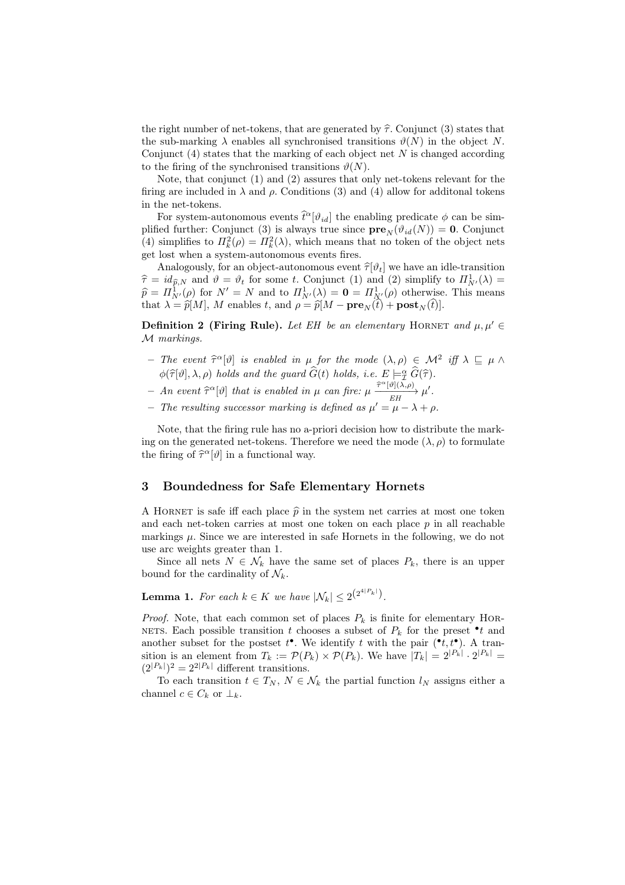the right number of net-tokens, that are generated by $\widehat{\tau}$. Conjunct (3) states that the sub-marking $\lambda$ enables all synchronised transitions $\vartheta(N)$ in the object $N$. Conjunct (4) states that the marking of each object net $N$ is changed according to the firing of the synchronised transitions $\vartheta(N)$.

Note, that conjunct (1) and (2) assures that only net-tokens relevant for the firing are included in $\lambda$ and $\rho$. Conditions (3) and (4) allow for additonal tokens in the net-tokens.

For system-autonomous events $\widehat{t}^{\alpha}[\vartheta_{id}]$ the enabling predicate $\phi$ can be simplified further: Conjunct (3) is always true since $\mathbf{pre}_N(\vartheta_{id}(N)) = \mathbf{0}$. Conjunct (4) simplifies to $\Pi^2_k(\rho) = \Pi^2_k(\lambda)$, which means that no token of the object nets get lost when a system-autonomous events fires.

Analogously, for an object-autonomous event $\widehat{\tau}[\vartheta_t]$ we have an idle-transition $\widehat{\tau} = id_{\widehat{p},N}$ and $\vartheta = \vartheta_t$ for some $t$. Conjunct (1) and (2) simplify to $\Pi^1_{N'}(\lambda) = \widehat{p} = \Pi^1_{N'}(\rho)$ for $N' = N$ and to $\Pi^1_{N'}(\lambda) = \mathbf{0} = \Pi^1_{N'}(\rho)$ otherwise. This means that $\lambda = \widehat{p}[M]$, $M$ enables $t$, and $\rho = \widehat{p}[M - \mathbf{pre}_N(\widehat{t}) + \mathbf{post}_N(\widehat{t})]$.

**Definition 2 (Firing Rule).** *Let $EH$ be an elementary* Hornet *and $\mu, \mu' \in \mathcal{M}$ markings.*

- *The event $\widehat{\tau}^{\alpha}[\vartheta]$ is enabled in $\mu$ for the mode $(\lambda, \rho) \in \mathcal{M}^2$ iff $\lambda \sqsubseteq \mu \wedge \phi(\widehat{\tau}[\vartheta], \lambda, \rho)$ holds and the guard $\widehat{G}(t)$ holds, i.e. $E \models^{\alpha}_{\mathcal{I}} \widehat{G}(\widehat{\tau})$.*
- *An event $\widehat{\tau}^{\alpha}[\vartheta]$ that is enabled in $\mu$ can fire: $\mu \xrightarrow[EH]{\widehat{\tau}^{\alpha}[\vartheta](\lambda,\rho)} \mu'$.*
- *The resulting successor marking is defined as $\mu' = \mu - \lambda + \rho$.*

Note, that the firing rule has no a-priori decision how to distribute the marking on the generated net-tokens. Therefore we need the mode $(\lambda, \rho)$ to formulate the firing of $\widehat{\tau}^{\alpha}[\vartheta]$ in a functional way.

## 3 Boundedness for Safe Elementary Hornets

A Hornet is safe iff each place $\widehat{p}$ in the system net carries at most one token and each net-token carries at most one token on each place $p$ in all reachable markings $\mu$. Since we are interested in safe Hornets in the following, we do not use arc weights greater than 1.

Since all nets $N \in \mathcal{N}_k$ have the same set of places $P_k$, there is an upper bound for the cardinality of $\mathcal{N}_k$.

**Lemma 1.** *For each $k \in K$ we have $|\mathcal{N}_k| \leq 2^{\left(2^{4|P_k|}\right)}$.*

*Proof.* Note, that each common set of places $P_k$ is finite for elementary Hornets. Each possible transition $t$ chooses a subset of $P_k$ for the preset ${}^{\bullet}t$ and another subset for the postset $t^{\bullet}$. We identify $t$ with the pair $({}^{\bullet}t, t^{\bullet})$. A transition is an element from $T_k := \mathcal{P}(P_k) \times \mathcal{P}(P_k)$. We have $|T_k| = 2^{|P_k|} \cdot 2^{|P_k|} = (2^{|P_k|})^2 = 2^{2|P_k|}$ different transitions.

To each transition $t \in T_N$, $N \in \mathcal{N}_k$ the partial function $l_N$ assigns either a channel $c \in C_k$ or $\bot_k$.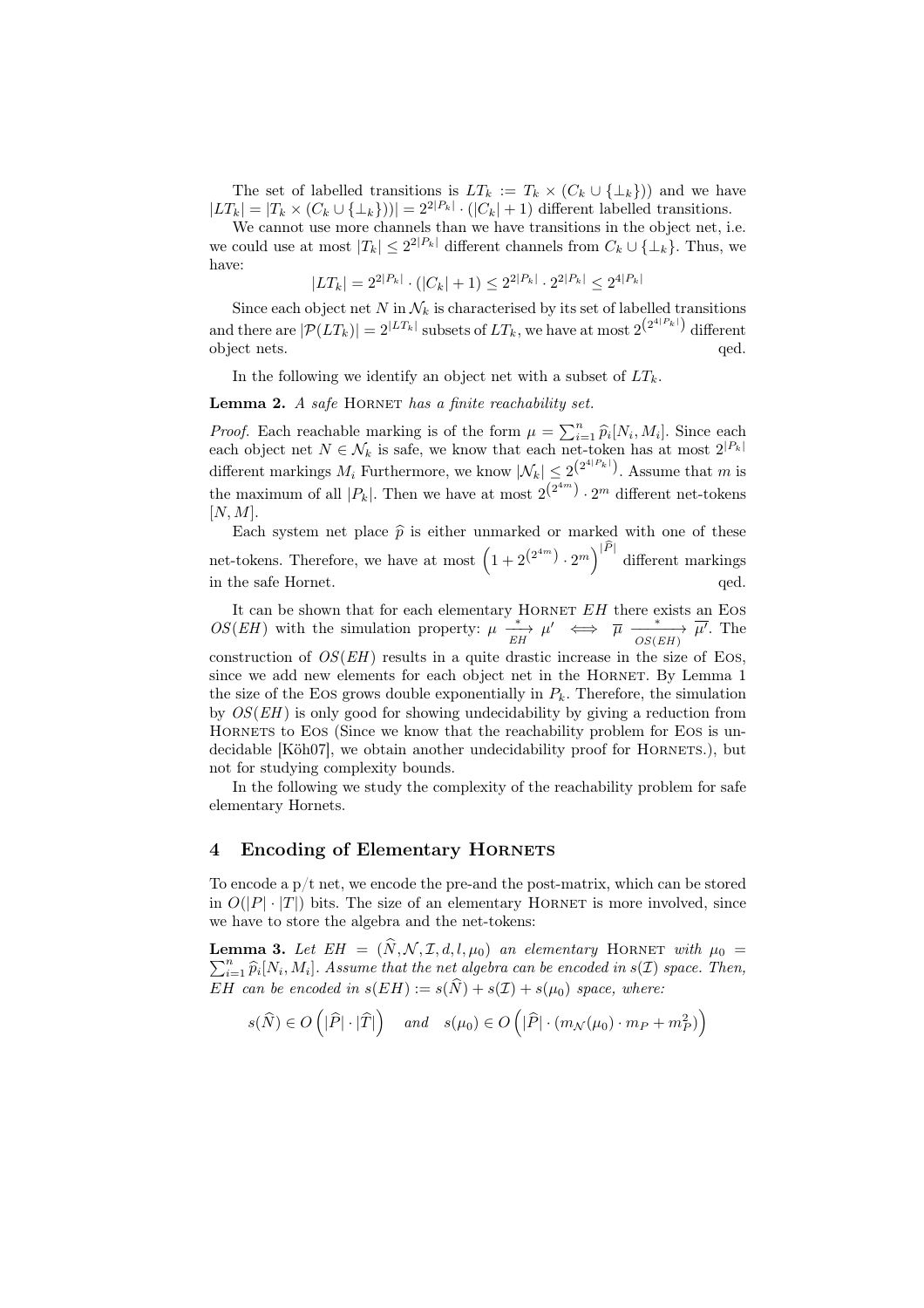The set of labelled transitions is $LT_k := T_k \times (C_k \cup \{\bot_k\})$ and we have $|LT_k| = |T_k \times (C_k \cup \{\bot_k\})| = 2^{2|P_k|} \cdot (|C_k| + 1)$ different labelled transitions.

We cannot use more channels than we have transitions in the object net, i.e. we could use at most $|T_k| \leq 2^{2|P_k|}$ different channels from $C_k \cup \{\bot_k\}$. Thus, we have:

$$|LT_k| = 2^{2|P_k|} \cdot (|C_k| + 1) \leq 2^{2|P_k|} \cdot 2^{2|P_k|} \leq 2^{4|P_k|}$$

Since each object net $N$ in $\mathcal{N}_k$ is characterised by its set of labelled transitions and there are $|\mathcal{P}(LT_k)| = 2^{|LT_k|}$ subsets of $LT_k$, we have at most $2^{\left(2^{4|P_k|}\right)}$ different object nets. qed.

In the following we identify an object net with a subset of $LT_k$.

**Lemma 2.** *A safe* Hornet *has a finite reachability set.*

*Proof.* Each reachable marking is of the form $\mu = \sum_{i=1}^{n} \widehat{p}_i[N_i, M_i]$. Since each each object net $N \in \mathcal{N}_k$ is safe, we know that each net-token has at most $2^{|P_k|}$ different markings $M_i$ Furthermore, we know $|\mathcal{N}_k| \leq 2^{\left(2^{4|P_k|}\right)}$. Assume that $m$ is the maximum of all $|P_k|$. Then we have at most $2^{\left(2^{4m}\right)} \cdot 2^m$ different net-tokens $[N, M]$.

Each system net place $\widehat{p}$ is either unmarked or marked with one of these net-tokens. Therefore, we have at most $\left(1 + 2^{\left(2^{4m}\right)} \cdot 2^m\right)^{|\widehat{P}|}$ different markings in the safe Hornet. qed.

It can be shown that for each elementary Hornet $EH$ there exists an Eos $OS(EH)$ with the simulation property: $\mu \xrightarrow[EH]{*} \mu' \iff \overline{\mu} \xrightarrow[OS(EH)]{*} \overline{\mu'}$. The construction of $OS(EH)$ results in a quite drastic increase in the size of Eos, since we add new elements for each object net in the Hornet. By Lemma 1 the size of the Eos grows double exponentially in $P_k$. Therefore, the simulation by $OS(EH)$ is only good for showing undecidability by giving a reduction from Hornets to Eos (Since we know that the reachability problem for Eos is undecidable [Köh07], we obtain another undecidability proof for Hornets.), but not for studying complexity bounds.

In the following we study the complexity of the reachability problem for safe elementary Hornets.

## 4 Encoding of Elementary Hornets

To encode a p/t net, we encode the pre-and the post-matrix, which can be stored in $O(|P| \cdot |T|)$ bits. The size of an elementary Hornet is more involved, since we have to store the algebra and the net-tokens:

**Lemma 3.** *Let $EH = (\widehat{N}, \mathcal{N}, \mathcal{I}, d, l, \mu_0)$ an elementary* Hornet *with $\mu_0 = \sum_{i=1}^{n} \widehat{p}_i[N_i, M_i]$. Assume that the net algebra can be encoded in $s(\mathcal{I})$ space. Then, $EH$ can be encoded in $s(EH) := s(\widehat{N}) + s(\mathcal{I}) + s(\mu_0)$ space, where:*

$$s(\widehat{N}) \in O\left(|\widehat{P}| \cdot |\widehat{T}|\right) \quad \textit{and} \quad s(\mu_0) \in O\left(|\widehat{P}| \cdot (m_{\mathcal{N}}(\mu_0) \cdot m_P + m_P^2)\right)$$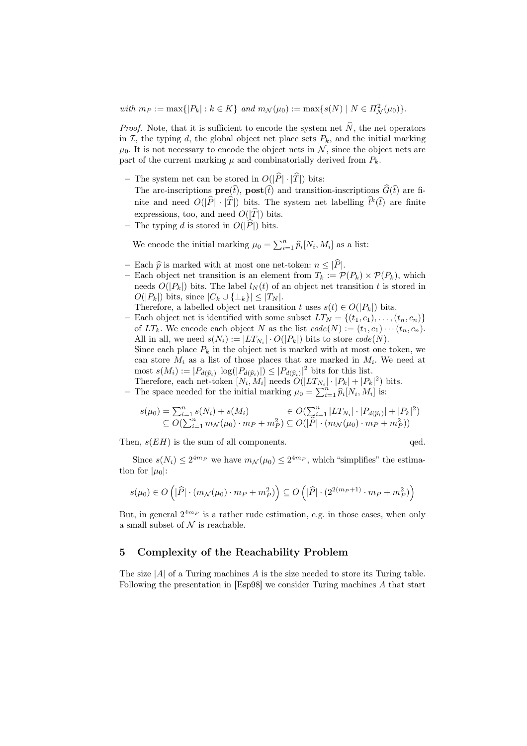*with* $m_P := \max\{|P_k| : k \in K\}$ *and* $m_{\mathcal{N}}(\mu_0) := \max\{s(N) \mid N \in \Pi^2_{\mathcal{N}}(\mu_0)\}$.

*Proof.* Note, that it is sufficient to encode the system net $\widehat{N}$, the net operators in $\mathcal{I}$, the typing $d$, the global object net place sets $P_k$, and the initial marking $\mu_0$. It is not necessary to encode the object nets in $\mathcal{N}$, since the object nets are part of the current marking $\mu$ and combinatorially derived from $P_k$.

- The system net can be stored in $O(|\widehat{P}| \cdot |\widehat{T}|)$ bits:
  The arc-inscriptions $\mathbf{pre}(\widehat{t})$, $\mathbf{post}(\widehat{t})$ and transition-inscriptions $\widehat{G}(\widehat{t})$ are finite and need $O(|\widehat{P}| \cdot |\widehat{T}|)$ bits. The system net labelling $\widehat{l}^k(\widehat{t})$ are finite expressions, too, and need $O(|\widehat{T}|)$ bits.
- The typing $d$ is stored in $O(|\widehat{P}|)$ bits.

We encode the initial marking $\mu_0 = \sum_{i=1}^n \widehat{p}_i[N_i, M_i]$ as a list:

- Each $\widehat{p}$ is marked with at most one net-token: $n \leq |\widehat{P}|$.
- Each object net transition is an element from $T_k := \mathcal{P}(P_k) \times \mathcal{P}(P_k)$, which needs $O(|P_k|)$ bits. The label $l_N(t)$ of an object net transition $t$ is stored in $O(|P_k|)$ bits, since $|C_k \cup \{\perp_k\}| \leq |T_N|$.
  Therefore, a labelled object net transition $t$ uses $s(t) \in O(|P_k|)$ bits.
- Each object net is identified with some subset $LT_N = \{(t_1, c_1), \ldots, (t_n, c_n)\}$ of $LT_k$. We encode each object $N$ as the list $code(N) := (t_1, c_1) \cdots (t_n, c_n)$. All in all, we need $s(N_i) := |LT_{N_i}| \cdot O(|P_k|)$ bits to store $code(N)$.
  Since each place $P_k$ in the object net is marked with at most one token, we can store $M_i$ as a list of those places that are marked in $M_i$. We need at most $s(M_i) := |P_{d(\widehat{p}_i)}| \log(|P_{d(\widehat{p}_i)}|) \leq |P_{d(\widehat{p}_i)}|^2$ bits for this list.
  Therefore, each net-token $[N_i, M_i]$ needs $O(|LT_{N_i}| \cdot |P_k| + |P_k|^2)$ bits.
- The space needed for the initial marking $\mu_0 = \sum_{i=1}^n \widehat{p}_i[N_i, M_i]$ is:

$$
\begin{aligned}
s(\mu_0) = \textstyle\sum_{i=1}^n s(N_i) + s(M_i) \qquad & \in O(\textstyle\sum_{i=1}^n |LT_{N_i}| \cdot |P_{d(\widehat{p}_i)}| + |P_k|^2) \\
\subseteq O(\textstyle\sum_{i=1}^n m_{\mathcal{N}}(\mu_0) \cdot m_P + m_P^2) & \subseteq O(|\widehat{P}| \cdot (m_{\mathcal{N}}(\mu_0) \cdot m_P + m_P^2))
\end{aligned}
$$

Then, $s(EH)$ is the sum of all components. qed.

Since $s(N_i) \leq 2^{4m_P}$ we have $m_{\mathcal{N}}(\mu_0) \leq 2^{4m_P}$, which "simplifies" the estimation for $|\mu_0|$:

$$
s(\mu_0) \in O\left(|\widehat{P}| \cdot (m_{\mathcal{N}}(\mu_0) \cdot m_P + m_P^2)\right) \subseteq O\left(|\widehat{P}| \cdot (2^{2(m_P+1)} \cdot m_P + m_P^2)\right)
$$

But, in general $2^{4m_P}$ is a rather rude estimation, e.g. in those cases, when only a small subset of $\mathcal{N}$ is reachable.

## 5 Complexity of the Reachability Problem

The size $|A|$ of a Turing machines $A$ is the size needed to store its Turing table. Following the presentation in [Esp98] we consider Turing machines $A$ that start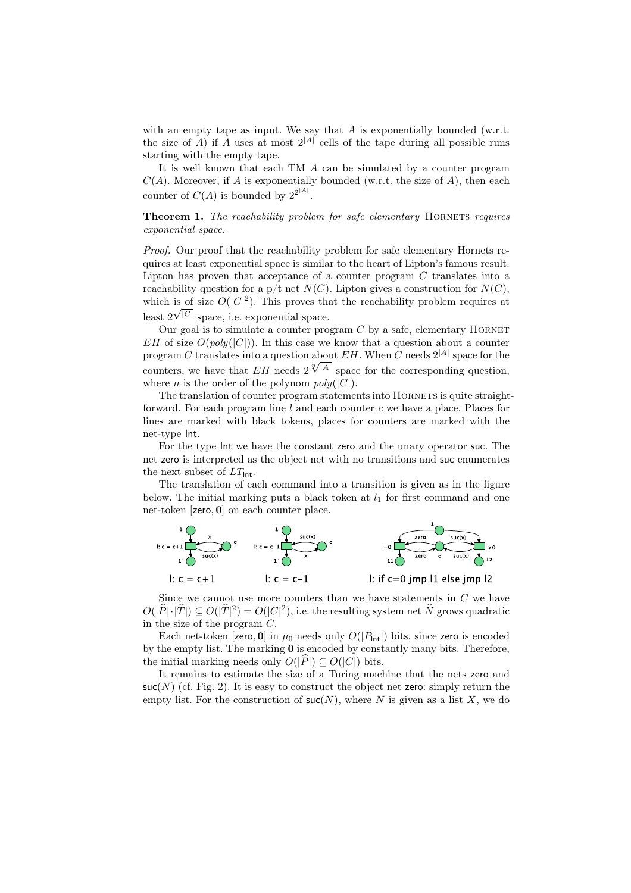with an empty tape as input. We say that $A$ is exponentially bounded (w.r.t. the size of $A$) if $A$ uses at most $2^{|A|}$ cells of the tape during all possible runs starting with the empty tape.

It is well known that each TM $A$ can be simulated by a counter program $C(A)$. Moreover, if $A$ is exponentially bounded (w.r.t. the size of $A$), then each counter of $C(A)$ is bounded by $2^{2^{|A|}}$.

**Theorem 1.** *The reachability problem for safe elementary* HORNETS *requires exponential space.*

*Proof.* Our proof that the reachability problem for safe elementary Hornets requires at least exponential space is similar to the heart of Lipton's famous result. Lipton has proven that acceptance of a counter program $C$ translates into a reachability question for a p/t net $N(C)$. Lipton gives a construction for $N(C)$, which is of size $O(|C|^2)$. This proves that the reachability problem requires at least $2^{\sqrt{|C|}}$ space, i.e. exponential space.

Our goal is to simulate a counter program $C$ by a safe, elementary HORNET $EH$ of size $O(poly(|C|))$. In this case we know that a question about a counter program $C$ translates into a question about $EH$. When $C$ needs $2^{|A|}$ space for the counters, we have that $EH$ needs $2^{\sqrt[n]{|A|}}$ space for the corresponding question, where $n$ is the order of the polynom $poly(|C|)$.

The translation of counter program statements into HORNETS is quite straightforward. For each program line $l$ and each counter $c$ we have a place. Places for lines are marked with black tokens, places for counters are marked with the net-type Int.

For the type Int we have the constant zero and the unary operator suc. The net zero is interpreted as the object net with no transitions and suc enumerates the next subset of $LT_{\mathsf{Int}}$.

The translation of each command into a transition is given as in the figure below. The initial marking puts a black token at $l_1$ for first command and one net-token [zero, $\mathbf{0}$] on each counter place.

l: c = c+1 l: c = c−1 l: if c=0 jmp l1 else jmp l2

Since we cannot use more counters than we have statements in $C$ we have $O(|\widehat{P}| \cdot |\widehat{T}|) \subseteq O(|\widehat{T}|^2) = O(|C|^2)$, i.e. the resulting system net $\widehat{N}$ grows quadratic in the size of the program $C$.

Each net-token [zero, $\mathbf{0}$] in $\mu_0$ needs only $O(|P_{\mathsf{Int}}|)$ bits, since zero is encoded by the empty list. The marking $\mathbf{0}$ is encoded by constantly many bits. Therefore, the initial marking needs only $O(|\widehat{P}|) \subseteq O(|C|)$ bits.

It remains to estimate the size of a Turing machine that the nets zero and $\mathsf{suc}(N)$ (cf. Fig. 2). It is easy to construct the object net zero: simply return the empty list. For the construction of $\mathsf{suc}(N)$, where $N$ is given as a list $X$, we do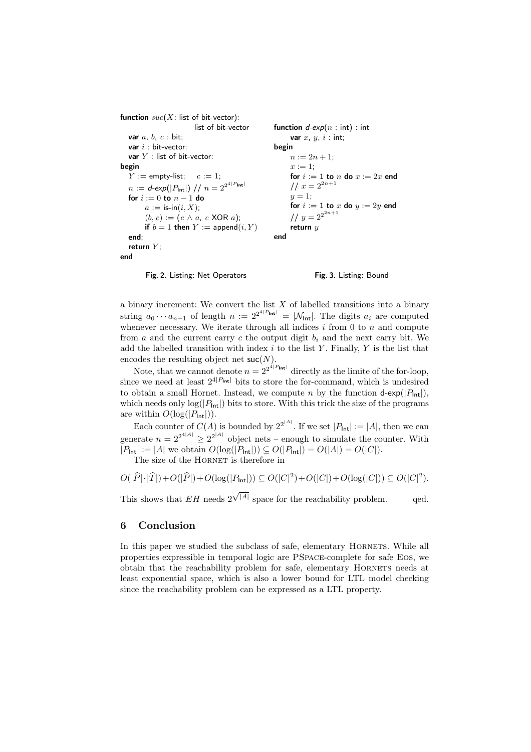```
function suc(X: list of bit-vector):
                    list of bit-vector
  var a, b, c : bit;
  var i : bit-vector:
  var Y : list of bit-vector:
begin
  Y := empty-list;    c := 1;
  n := d-exp(|P_Int|) // n = 2^(2^(4|P_Int|))
  for i := 0 to n − 1 do
      a := is-in(i, X);
      (b, c) := (c ∧ a, c XOR a);
      if b = 1 then Y := append(i, Y)
  end;
  return Y;
end
```

**Fig. 2.** Listing: Net Operators

```
function d-exp(n : int) : int
    var x, y, i : int;
begin
    n := 2n + 1;
    x := 1;
    for i := 1 to n do x := 2x end
    // x = 2^(2n+1)
    y = 1;
    for i := 1 to x do y := 2y end
    // y = 2^(2^(2n+1))
    return y
end
```

**Fig. 3.** Listing: Bound

a binary increment: We convert the list $X$ of labelled transitions into a binary string $a_0 \cdots a_{n-1}$ of length $n := 2^{2^{4|P_{\mathsf{Int}}|}} = |\mathcal{N}_{\mathsf{Int}}|$. The digits $a_i$ are computed whenever necessary. We iterate through all indices $i$ from 0 to $n$ and compute from $a$ and the current carry $c$ the output digit $b_i$ and the next carry bit. We add the labelled transition with index $i$ to the list $Y$. Finally, $Y$ is the list that encodes the resulting object net $\mathsf{suc}(N)$.

Note, that we cannot denote $n = 2^{2^{4|P_{\mathsf{Int}}|}}$ directly as the limite of the for-loop, since we need at least $2^{4|P_{\mathsf{Int}}|}$ bits to store the for-command, which is undesired to obtain a small Hornet. Instead, we compute $n$ by the function $\mathsf{d\text{-}exp}(|P_{\mathsf{Int}}|)$, which needs only $\log(|P_{\mathsf{Int}}|)$ bits to store. With this trick the size of the programs are within $O(\log(|P_{\mathsf{Int}}|))$.

Each counter of $C(A)$ is bounded by $2^{2^{|A|}}$. If we set $|P_{\mathsf{Int}}| := |A|$, then we can generate $n = 2^{2^{4|A|}} \geq 2^{2^{|A|}}$ object nets – enough to simulate the counter. With $|P_{\mathsf{Int}}| := |A|$ we obtain $O(\log(|P_{\mathsf{Int}}|)) \subseteq O(|P_{\mathsf{Int}}|) = O(|A|) = O(|C|)$.

The size of the Hornet is therefore in

$$O(|\widehat{P}| \cdot |\widehat{T}|) + O(|\widehat{P}|) + O(\log(|P_{\mathsf{Int}}|)) \subseteq O(|C|^2) + O(|C|) + O(\log(|C|)) \subseteq O(|C|^2).$$

This shows that $EH$ needs $2^{\sqrt{|A|}}$ space for the reachability problem. qed.

## 6 Conclusion

In this paper we studied the subclass of safe, elementary Hornets. While all properties expressible in temporal logic are PSpace-complete for safe Eos, we obtain that the reachability problem for safe, elementary Hornets needs at least exponential space, which is also a lower bound for LTL model checking since the reachability problem can be expressed as a LTL property.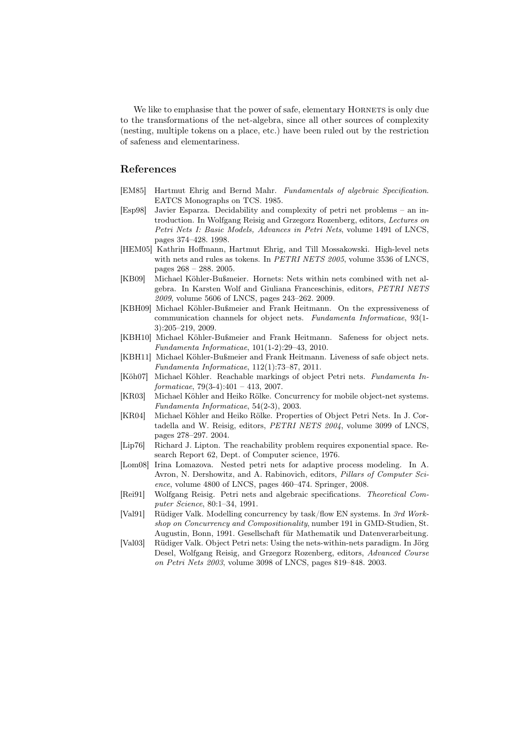We like to emphasise that the power of safe, elementary HORNETS is only due to the transformations of the net-algebra, since all other sources of complexity (nesting, multiple tokens on a place, etc.) have been ruled out by the restriction of safeness and elementariness.

## References

- [EM85] Hartmut Ehrig and Bernd Mahr. *Fundamentals of algebraic Specification*. EATCS Monographs on TCS. 1985.
- [Esp98] Javier Esparza. Decidability and complexity of petri net problems – an introduction. In Wolfgang Reisig and Grzegorz Rozenberg, editors, *Lectures on Petri Nets I: Basic Models, Advances in Petri Nets*, volume 1491 of LNCS, pages 374–428. 1998.
- [HEM05] Kathrin Hoffmann, Hartmut Ehrig, and Till Mossakowski. High-level nets with nets and rules as tokens. In *PETRI NETS 2005*, volume 3536 of LNCS, pages 268 – 288. 2005.
- [KB09] Michael Köhler-Bußmeier. Hornets: Nets within nets combined with net algebra. In Karsten Wolf and Giuliana Franceschinis, editors, *PETRI NETS 2009*, volume 5606 of LNCS, pages 243–262. 2009.
- [KBH09] Michael Köhler-Bußmeier and Frank Heitmann. On the expressiveness of communication channels for object nets. *Fundamenta Informaticae*, 93(1-3):205–219, 2009.
- [KBH10] Michael Köhler-Bußmeier and Frank Heitmann. Safeness for object nets. *Fundamenta Informaticae*, 101(1-2):29–43, 2010.
- [KBH11] Michael Köhler-Bußmeier and Frank Heitmann. Liveness of safe object nets. *Fundamenta Informaticae*, 112(1):73–87, 2011.
- [Köh07] Michael Köhler. Reachable markings of object Petri nets. *Fundamenta Informaticae*, 79(3-4):401 – 413, 2007.
- [KR03] Michael Köhler and Heiko Rölke. Concurrency for mobile object-net systems. *Fundamenta Informaticae*, 54(2-3), 2003.
- [KR04] Michael Köhler and Heiko Rölke. Properties of Object Petri Nets. In J. Cortadella and W. Reisig, editors, *PETRI NETS 2004*, volume 3099 of LNCS, pages 278–297. 2004.
- [Lip76] Richard J. Lipton. The reachability problem requires exponential space. Research Report 62, Dept. of Computer science, 1976.
- [Lom08] Irina Lomazova. Nested petri nets for adaptive process modeling. In A. Avron, N. Dershowitz, and A. Rabinovich, editors, *Pillars of Computer Science*, volume 4800 of LNCS, pages 460–474. Springer, 2008.
- [Rei91] Wolfgang Reisig. Petri nets and algebraic specifications. *Theoretical Computer Science*, 80:1–34, 1991.
- [Val91] Rüdiger Valk. Modelling concurrency by task/flow EN systems. In *3rd Workshop on Concurrency and Compositionality*, number 191 in GMD-Studien, St. Augustin, Bonn, 1991. Gesellschaft für Mathematik und Datenverarbeitung.
- [Val03] Rüdiger Valk. Object Petri nets: Using the nets-within-nets paradigm. In Jörg Desel, Wolfgang Reisig, and Grzegorz Rozenberg, editors, *Advanced Course on Petri Nets 2003*, volume 3098 of LNCS, pages 819–848. 2003.